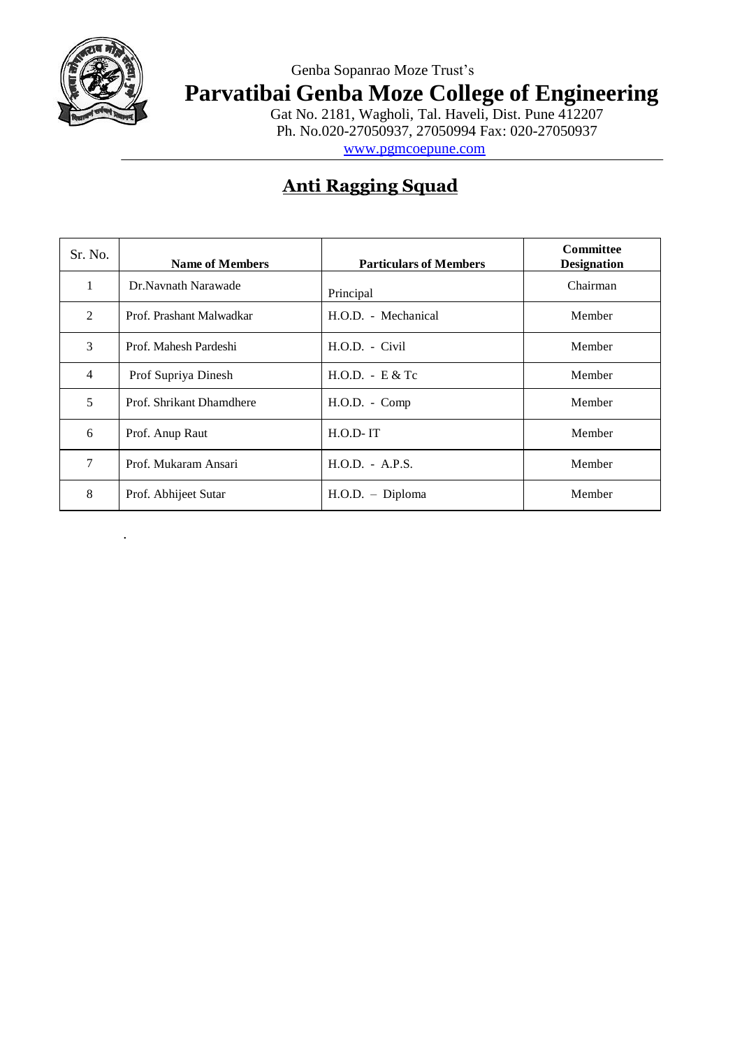Genba Sopanrao Moze Trust's

# Parvatibai Genba Moze College of Engineering

Gat No. 2181, Wagholi, Tal. Haveli, Dist. Pune 412207
Ph. No.020-27050937, 27050994 Fax: 020-27050937
www.pgmcoepune.com

## Anti Ragging Squad

| Sr. No. | Name of Members | Particulars of Members | Committee Designation |
|---|---|---|---|
| 1 | Dr.Navnath Narawade | Principal | Chairman |
| 2 | Prof. Prashant Malwadkar | H.O.D. - Mechanical | Member |
| 3 | Prof. Mahesh Pardeshi | H.O.D. - Civil | Member |
| 4 | Prof Supriya Dinesh | H.O.D. - E & Tc | Member |
| 5 | Prof. Shrikant Dhamdhere | H.O.D. - Comp | Member |
| 6 | Prof. Anup Raut | H.O.D- IT | Member |
| 7 | Prof. Mukaram Ansari | H.O.D. - A.P.S. | Member |
| 8 | Prof. Abhijeet Sutar | H.O.D. – Diploma | Member |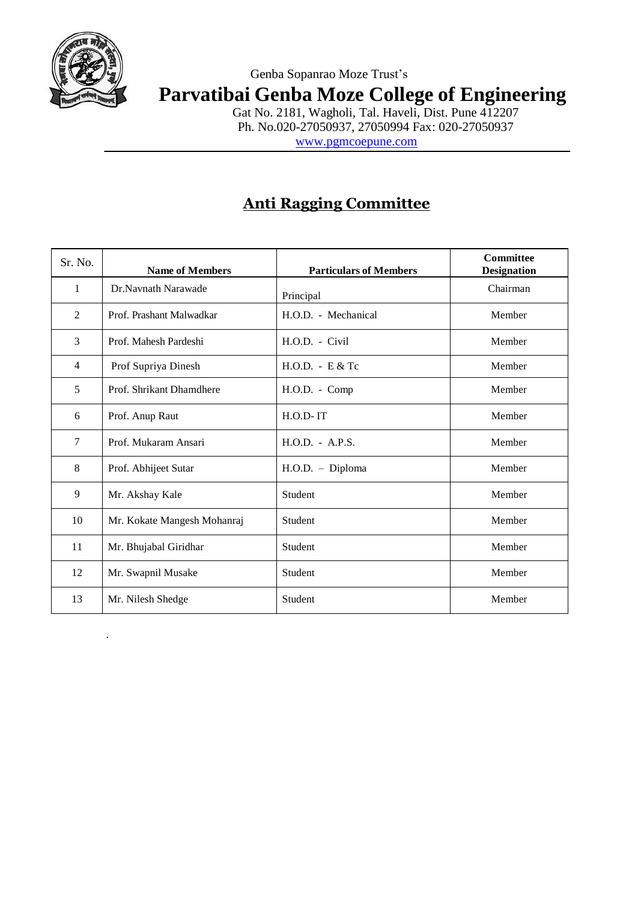Genba Sopanrao Moze Trust's

# Parvatibai Genba Moze College of Engineering

Gat No. 2181, Wagholi, Tal. Haveli, Dist. Pune 412207
Ph. No.020-27050937, 27050994 Fax: 020-27050937
www.pgmcoepune.com

## Anti Ragging Committee

| Sr. No. | Name of Members | Particulars of Members | Committee Designation |
|---|---|---|---|
| 1 | Dr.Navnath Narawade | Principal | Chairman |
| 2 | Prof. Prashant Malwadkar | H.O.D. - Mechanical | Member |
| 3 | Prof. Mahesh Pardeshi | H.O.D. - Civil | Member |
| 4 | Prof Supriya Dinesh | H.O.D. - E & Tc | Member |
| 5 | Prof. Shrikant Dhamdhere | H.O.D. - Comp | Member |
| 6 | Prof. Anup Raut | H.O.D- IT | Member |
| 7 | Prof. Mukaram Ansari | H.O.D. - A.P.S. | Member |
| 8 | Prof. Abhijeet Sutar | H.O.D. – Diploma | Member |
| 9 | Mr. Akshay Kale | Student | Member |
| 10 | Mr. Kokate Mangesh Mohanraj | Student | Member |
| 11 | Mr. Bhujabal Giridhar | Student | Member |
| 12 | Mr. Swapnil Musake | Student | Member |
| 13 | Mr. Nilesh Shedge | Student | Member |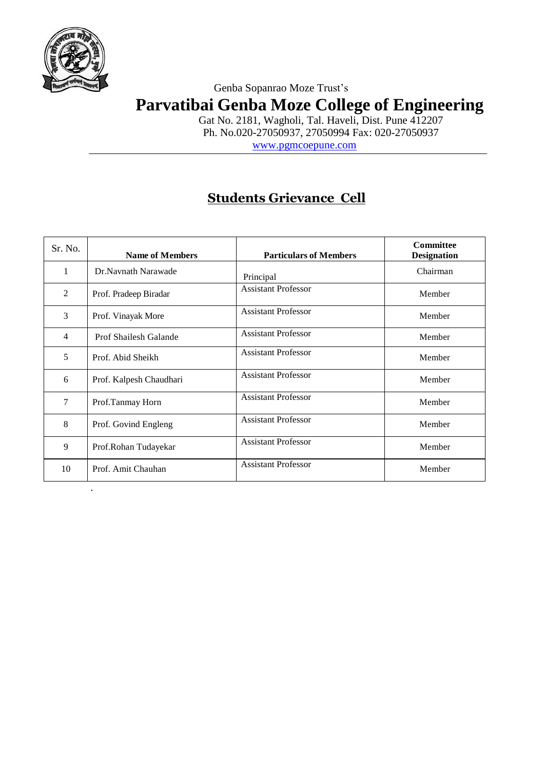Genba Sopanrao Moze Trust's

# Parvatibai Genba Moze College of Engineering

Gat No. 2181, Wagholi, Tal. Haveli, Dist. Pune 412207
Ph. No.020-27050937, 27050994 Fax: 020-27050937
www.pgmcoepune.com

## Students Grievance Cell

| Sr. No. | Name of Members | Particulars of Members | Committee Designation |
|---|---|---|---|
| 1 | Dr.Navnath Narawade | Principal | Chairman |
| 2 | Prof. Pradeep Biradar | Assistant Professor | Member |
| 3 | Prof. Vinayak More | Assistant Professor | Member |
| 4 | Prof Shailesh Galande | Assistant Professor | Member |
| 5 | Prof. Abid Sheikh | Assistant Professor | Member |
| 6 | Prof. Kalpesh Chaudhari | Assistant Professor | Member |
| 7 | Prof.Tanmay Horn | Assistant Professor | Member |
| 8 | Prof. Govind Engleng | Assistant Professor | Member |
| 9 | Prof.Rohan Tudayekar | Assistant Professor | Member |
| 10 | Prof. Amit Chauhan | Assistant Professor | Member |